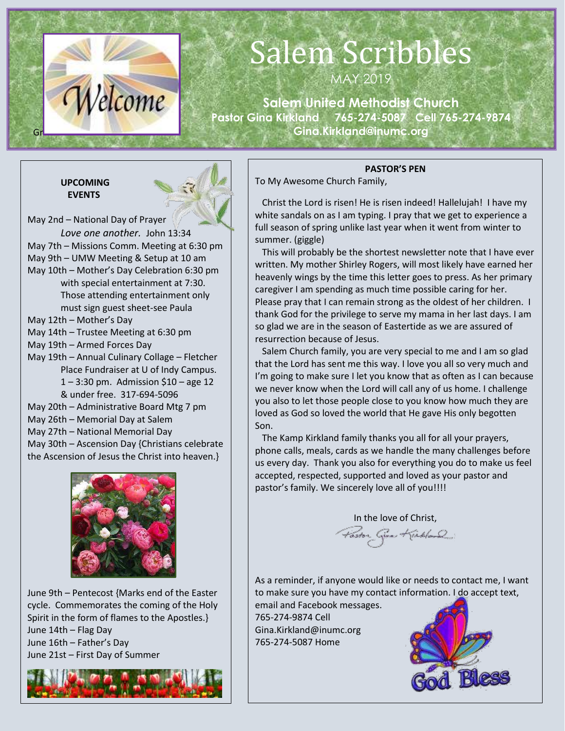# Salem Scribbles

MAY 2019

**Salem United Methodist Church**
**Pastor Gina Kirkland 765-274-5087 Cell 765-274-9874**
**Gina.Kirkland@inumc.org**

## UPCOMING EVENTS

May 2nd – National Day of Prayer
*Love one another.* John 13:34
May 7th – Missions Comm. Meeting at 6:30 pm
May 9th – UMW Meeting & Setup at 10 am
May 10th – Mother's Day Celebration 6:30 pm with special entertainment at 7:30. Those attending entertainment only must sign guest sheet-see Paula
May 12th – Mother's Day
May 14th – Trustee Meeting at 6:30 pm
May 19th – Armed Forces Day
May 19th – Annual Culinary Collage – Fletcher Place Fundraiser at U of Indy Campus. 1 – 3:30 pm. Admission $10 – age 12 & under free. 317-694-5096
May 20th – Administrative Board Mtg 7 pm
May 26th – Memorial Day at Salem
May 27th – National Memorial Day
May 30th – Ascension Day {Christians celebrate the Ascension of Jesus the Christ into heaven.}

June 9th – Pentecost {Marks end of the Easter cycle. Commemorates the coming of the Holy Spirit in the form of flames to the Apostles.}
June 14th – Flag Day
June 16th – Father's Day
June 21st – First Day of Summer

## PASTOR'S PEN

To My Awesome Church Family,

Christ the Lord is risen! He is risen indeed! Hallelujah! I have my white sandals on as I am typing. I pray that we get to experience a full season of spring unlike last year when it went from winter to summer. (giggle)

This will probably be the shortest newsletter note that I have ever written. My mother Shirley Rogers, will most likely have earned her heavenly wings by the time this letter goes to press. As her primary caregiver I am spending as much time possible caring for her. Please pray that I can remain strong as the oldest of her children. I thank God for the privilege to serve my mama in her last days. I am so glad we are in the season of Eastertide as we are assured of resurrection because of Jesus.

Salem Church family, you are very special to me and I am so glad that the Lord has sent me this way. I love you all so very much and I'm going to make sure I let you know that as often as I can because we never know when the Lord will call any of us home. I challenge you also to let those people close to you know how much they are loved as God so loved the world that He gave His only begotten Son.

The Kamp Kirkland family thanks you all for all your prayers, phone calls, meals, cards as we handle the many challenges before us every day. Thank you also for everything you do to make us feel accepted, respected, supported and loved as your pastor and pastor's family. We sincerely love all of you!!!!

In the love of Christ,

Pastor Gina Kirkland

As a reminder, if anyone would like or needs to contact me, I want to make sure you have my contact information. I do accept text, email and Facebook messages.
765-274-9874 Cell
Gina.Kirkland@inumc.org
765-274-5087 Home

God Bless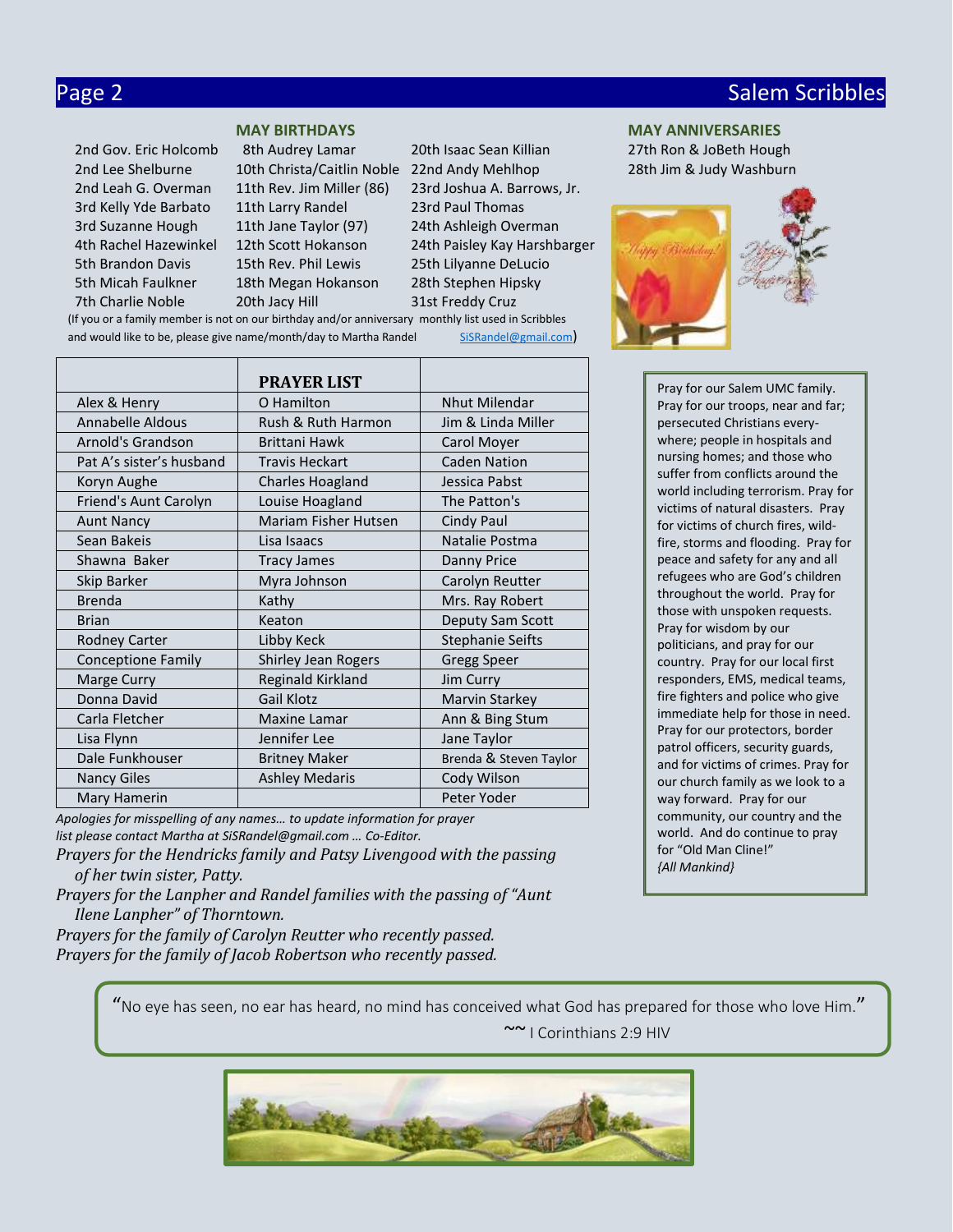## MAY BIRTHDAYS

2nd Gov. Eric Holcomb
2nd Lee Shelburne
2nd Leah G. Overman
3rd Kelly Yde Barbato
3rd Suzanne Hough
4th Rachel Hazewinkel
5th Brandon Davis
5th Micah Faulkner
7th Charlie Noble
8th Audrey Lamar
10th Christa/Caitlin Noble
11th Rev. Jim Miller (86)
11th Larry Randel
11th Jane Taylor (97)
12th Scott Hokanson
15th Rev. Phil Lewis
18th Megan Hokanson
20th Jacy Hill
20th Isaac Sean Killian
22nd Andy Mehlhop
23rd Joshua A. Barrows, Jr.
23rd Paul Thomas
24th Ashleigh Overman
24th Paisley Kay Harshbarger
25th Lilyanne DeLucio
28th Stephen Hipsky
31st Freddy Cruz

(If you or a family member is not on our birthday and/or anniversary monthly list used in Scribbles and would like to be, please give name/month/day to Martha Randel SiSRandel@gmail.com)

## MAY ANNIVERSARIES

27th Ron & JoBeth Hough
28th Jim & Judy Washburn

| | PRAYER LIST | |
|---|---|---|
| Alex & Henry | O Hamilton | Nhut Milendar |
| Annabelle Aldous | Rush & Ruth Harmon | Jim & Linda Miller |
| Arnold's Grandson | Brittani Hawk | Carol Moyer |
| Pat A's sister's husband | Travis Heckart | Caden Nation |
| Koryn Aughe | Charles Hoagland | Jessica Pabst |
| Friend's Aunt Carolyn | Louise Hoagland | The Patton's |
| Aunt Nancy | Mariam Fisher Hutsen | Cindy Paul |
| Sean Bakeis | Lisa Isaacs | Natalie Postma |
| Shawna Baker | Tracy James | Danny Price |
| Skip Barker | Myra Johnson | Carolyn Reutter |
| Brenda | Kathy | Mrs. Ray Robert |
| Brian | Keaton | Deputy Sam Scott |
| Rodney Carter | Libby Keck | Stephanie Seifts |
| Conceptione Family | Shirley Jean Rogers | Gregg Speer |
| Marge Curry | Reginald Kirkland | Jim Curry |
| Donna David | Gail Klotz | Marvin Starkey |
| Carla Fletcher | Maxine Lamar | Ann & Bing Stum |
| Lisa Flynn | Jennifer Lee | Jane Taylor |
| Dale Funkhouser | Britney Maker | Brenda & Steven Taylor |
| Nancy Giles | Ashley Medaris | Cody Wilson |
| Mary Hamerin | | Peter Yoder |

*Apologies for misspelling of any names… to update information for prayer list please contact Martha at SiSRandel@gmail.com … Co-Editor.*

*Prayers for the Hendricks family and Patsy Livengood with the passing of her twin sister, Patty.*

*Prayers for the Lanpher and Randel families with the passing of "Aunt Ilene Lanpher" of Thorntown.*

*Prayers for the family of Carolyn Reutter who recently passed.*

*Prayers for the family of Jacob Robertson who recently passed.*

Pray for our Salem UMC family. Pray for our troops, near and far; persecuted Christians everywhere; people in hospitals and nursing homes; and those who suffer from conflicts around the world including terrorism. Pray for victims of natural disasters. Pray for victims of church fires, wildfire, storms and flooding. Pray for peace and safety for any and all refugees who are God's children throughout the world. Pray for those with unspoken requests. Pray for wisdom by our politicians, and pray for our country. Pray for our local first responders, EMS, medical teams, fire fighters and police who give immediate help for those in need. Pray for our protectors, border patrol officers, security guards, and for victims of crimes. Pray for our church family as we look to a way forward. Pray for our community, our country and the world. And do continue to pray for "Old Man Cline!"
*{All Mankind}*

"No eye has seen, no ear has heard, no mind has conceived what God has prepared for those who love Him."

~~ I Corinthians 2:9 HIV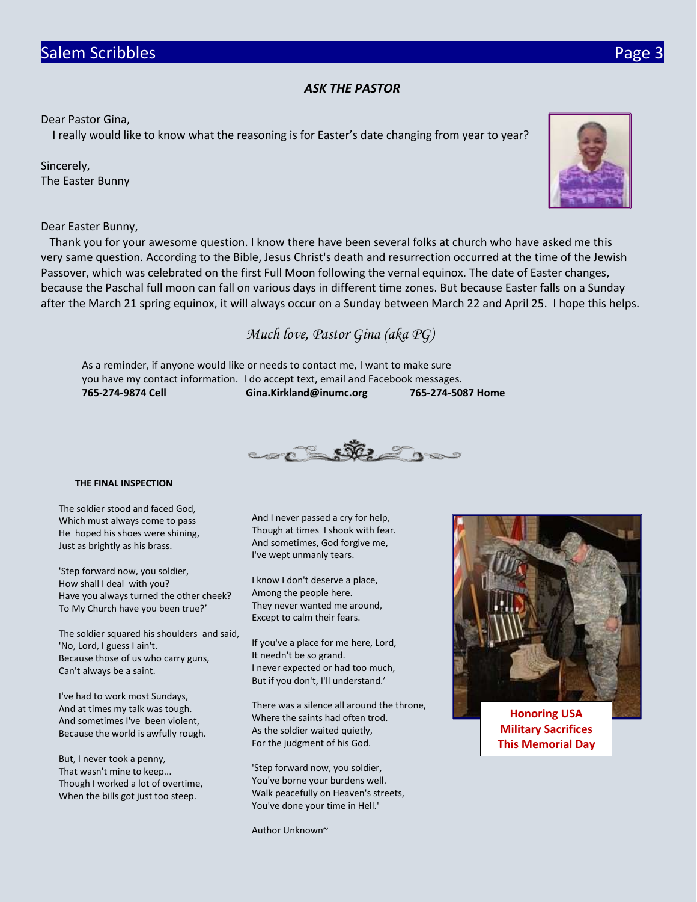## ASK THE PASTOR

Dear Pastor Gina,

I really would like to know what the reasoning is for Easter's date changing from year to year?

Sincerely,
The Easter Bunny

Dear Easter Bunny,

Thank you for your awesome question. I know there have been several folks at church who have asked me this very same question. According to the Bible, Jesus Christ's death and resurrection occurred at the time of the Jewish Passover, which was celebrated on the first Full Moon following the vernal equinox. The date of Easter changes, because the Paschal full moon can fall on various days in different time zones. But because Easter falls on a Sunday after the March 21 spring equinox, it will always occur on a Sunday between March 22 and April 25. I hope this helps.

*Much love, Pastor Gina (aka PG)*

As a reminder, if anyone would like or needs to contact me, I want to make sure you have my contact information. I do accept text, email and Facebook messages.

**765-274-9874 Cell** **Gina.Kirkland@inumc.org** **765-274-5087 Home**

### THE FINAL INSPECTION

The soldier stood and faced God,
Which must always come to pass
He hoped his shoes were shining,
Just as brightly as his brass.

'Step forward now, you soldier,
How shall I deal with you?
Have you always turned the other cheek?
To My Church have you been true?'

The soldier squared his shoulders and said,
'No, Lord, I guess I ain't.
Because those of us who carry guns,
Can't always be a saint.

I've had to work most Sundays,
And at times my talk was tough.
And sometimes I've been violent,
Because the world is awfully rough.

But, I never took a penny,
That wasn't mine to keep...
Though I worked a lot of overtime,
When the bills got just too steep.

And I never passed a cry for help,
Though at times I shook with fear.
And sometimes, God forgive me,
I've wept unmanly tears.

I know I don't deserve a place,
Among the people here.
They never wanted me around,
Except to calm their fears.

If you've a place for me here, Lord,
It needn't be so grand.
I never expected or had too much,
But if you don't, I'll understand.'

There was a silence all around the throne,
Where the saints had often trod.
As the soldier waited quietly,
For the judgment of his God.

'Step forward now, you soldier,
You've borne your burdens well.
Walk peacefully on Heaven's streets,
You've done your time in Hell.'

Author Unknown~

**Honoring USA Military Sacrifices This Memorial Day**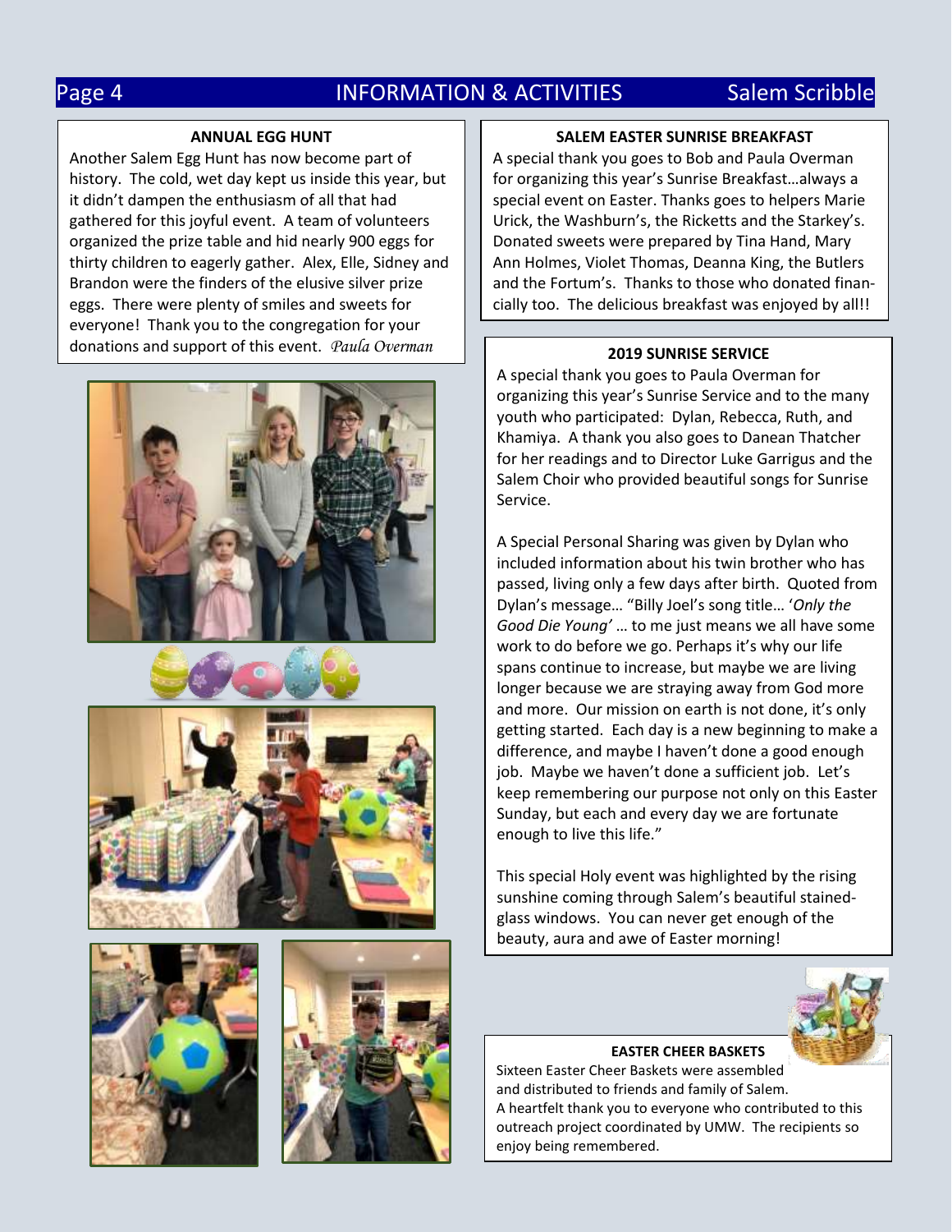## ANNUAL EGG HUNT

Another Salem Egg Hunt has now become part of history. The cold, wet day kept us inside this year, but it didn't dampen the enthusiasm of all that had gathered for this joyful event. A team of volunteers organized the prize table and hid nearly 900 eggs for thirty children to eagerly gather. Alex, Elle, Sidney and Brandon were the finders of the elusive silver prize eggs. There were plenty of smiles and sweets for everyone! Thank you to the congregation for your donations and support of this event. *Paula Overman*

## SALEM EASTER SUNRISE BREAKFAST

A special thank you goes to Bob and Paula Overman for organizing this year's Sunrise Breakfast…always a special event on Easter. Thanks goes to helpers Marie Urick, the Washburn's, the Ricketts and the Starkey's. Donated sweets were prepared by Tina Hand, Mary Ann Holmes, Violet Thomas, Deanna King, the Butlers and the Fortum's. Thanks to those who donated financially too. The delicious breakfast was enjoyed by all!!

## 2019 SUNRISE SERVICE

A special thank you goes to Paula Overman for organizing this year's Sunrise Service and to the many youth who participated: Dylan, Rebecca, Ruth, and Khamiya. A thank you also goes to Danean Thatcher for her readings and to Director Luke Garrigus and the Salem Choir who provided beautiful songs for Sunrise Service.

A Special Personal Sharing was given by Dylan who included information about his twin brother who has passed, living only a few days after birth. Quoted from Dylan's message… "Billy Joel's song title… '*Only the Good Die Young'* … to me just means we all have some work to do before we go. Perhaps it's why our life spans continue to increase, but maybe we are living longer because we are straying away from God more and more. Our mission on earth is not done, it's only getting started. Each day is a new beginning to make a difference, and maybe I haven't done a good enough job. Maybe we haven't done a sufficient job. Let's keep remembering our purpose not only on this Easter Sunday, but each and every day we are fortunate enough to live this life."

This special Holy event was highlighted by the rising sunshine coming through Salem's beautiful stained-glass windows. You can never get enough of the beauty, aura and awe of Easter morning!

## EASTER CHEER BASKETS

Sixteen Easter Cheer Baskets were assembled and distributed to friends and family of Salem. A heartfelt thank you to everyone who contributed to this outreach project coordinated by UMW. The recipients so enjoy being remembered.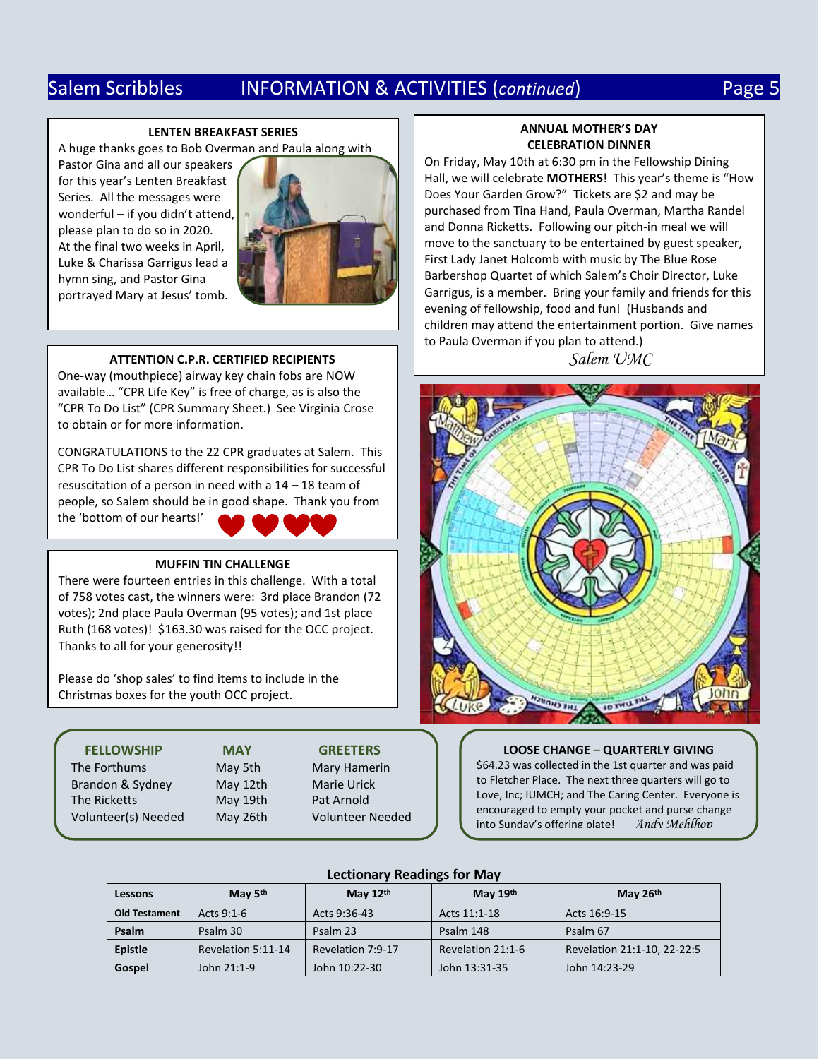## LENTEN BREAKFAST SERIES

A huge thanks goes to Bob Overman and Paula along with Pastor Gina and all our speakers for this year's Lenten Breakfast Series. All the messages were wonderful – if you didn't attend, please plan to do so in 2020. At the final two weeks in April, Luke & Charissa Garrigus lead a hymn sing, and Pastor Gina portrayed Mary at Jesus' tomb.

## ATTENTION C.P.R. CERTIFIED RECIPIENTS

One-way (mouthpiece) airway key chain fobs are NOW available… "CPR Life Key" is free of charge, as is also the "CPR To Do List" (CPR Summary Sheet.) See Virginia Crose to obtain or for more information.

CONGRATULATIONS to the 22 CPR graduates at Salem. This CPR To Do List shares different responsibilities for successful resuscitation of a person in need with a 14 – 18 team of people, so Salem should be in good shape. Thank you from the 'bottom of our hearts!'

## MUFFIN TIN CHALLENGE

There were fourteen entries in this challenge. With a total of 758 votes cast, the winners were: 3rd place Brandon (72 votes); 2nd place Paula Overman (95 votes); and 1st place Ruth (168 votes)! $163.30 was raised for the OCC project. Thanks to all for your generosity!!

Please do 'shop sales' to find items to include in the Christmas boxes for the youth OCC project.

## ANNUAL MOTHER'S DAY CELEBRATION DINNER

On Friday, May 10th at 6:30 pm in the Fellowship Dining Hall, we will celebrate **MOTHERS**! This year's theme is "How Does Your Garden Grow?" Tickets are $2 and may be purchased from Tina Hand, Paula Overman, Martha Randel and Donna Ricketts. Following our pitch-in meal we will move to the sanctuary to be entertained by guest speaker, First Lady Janet Holcomb with music by The Blue Rose Barbershop Quartet of which Salem's Choir Director, Luke Garrigus, is a member. Bring your family and friends for this evening of fellowship, food and fun! (Husbands and children may attend the entertainment portion. Give names to Paula Overman if you plan to attend.)

*Salem UMC*

| FELLOWSHIP | MAY | GREETERS |
|---|---|---|
| The Forthums | May 5th | Mary Hamerin |
| Brandon & Sydney | May 12th | Marie Urick |
| The Ricketts | May 19th | Pat Arnold |
| Volunteer(s) Needed | May 26th | Volunteer Needed |

## LOOSE CHANGE – QUARTERLY GIVING

$64.23 was collected in the 1st quarter and was paid to Fletcher Place. The next three quarters will go to Love, Inc; IUMCH; and The Caring Center. Everyone is encouraged to empty your pocket and purse change into Sunday's offering plate! *Andy Mehlhop*

## Lectionary Readings for May

| Lessons | May 5th | May 12th | May 19th | May 26th |
|---|---|---|---|---|
| Old Testament | Acts 9:1-6 | Acts 9:36-43 | Acts 11:1-18 | Acts 16:9-15 |
| Psalm | Psalm 30 | Psalm 23 | Psalm 148 | Psalm 67 |
| Epistle | Revelation 5:11-14 | Revelation 7:9-17 | Revelation 21:1-6 | Revelation 21:1-10, 22-22:5 |
| Gospel | John 21:1-9 | John 10:22-30 | John 13:31-35 | John 14:23-29 |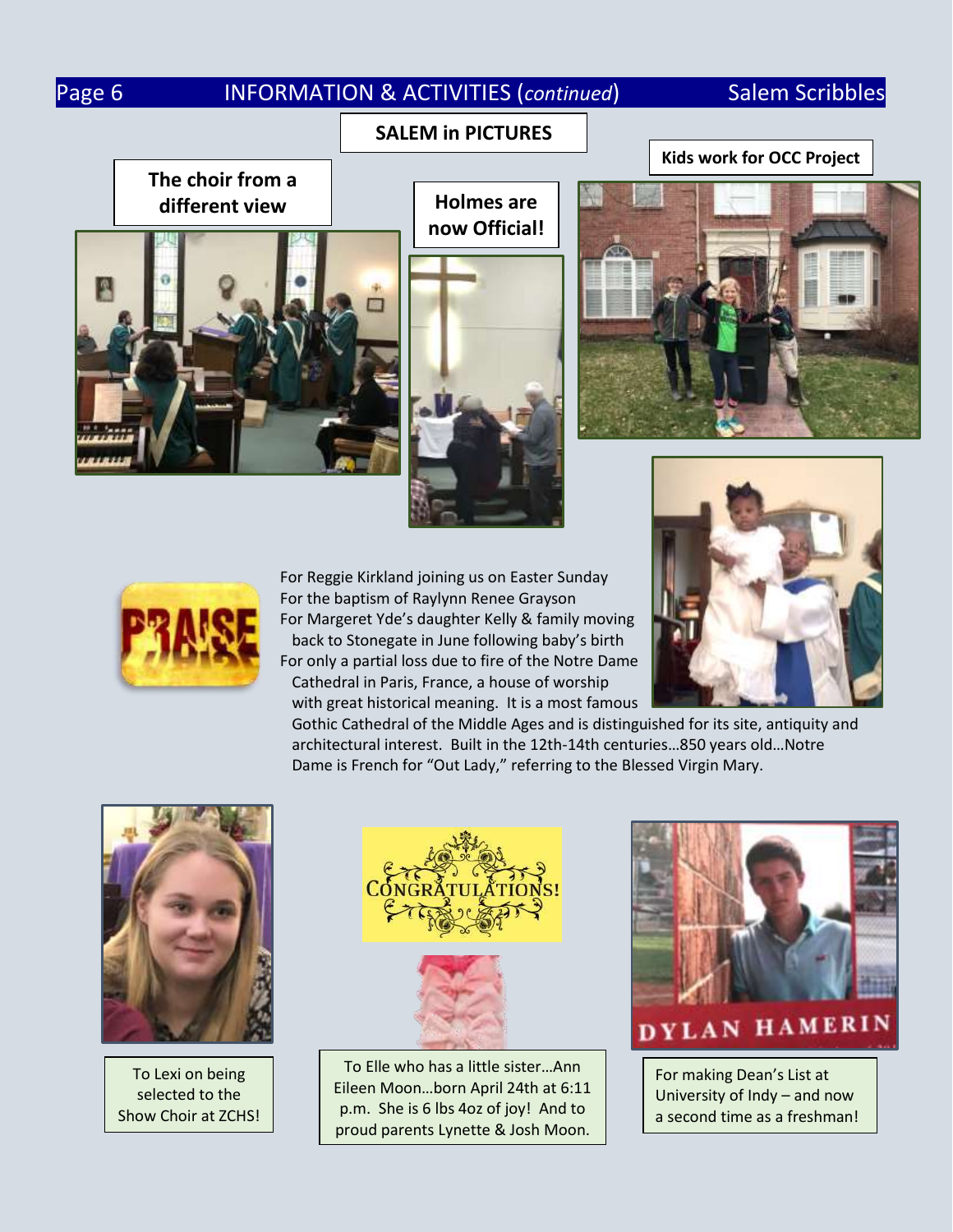## INFORMATION & ACTIVITIES (*continued*)

### SALEM in PICTURES

**The choir from a different view**

**Holmes are now Official!**

**Kids work for OCC Project**

For Reggie Kirkland joining us on Easter Sunday
For the baptism of Raylynn Renee Grayson
For Margeret Yde's daughter Kelly & family moving back to Stonegate in June following baby's birth
For only a partial loss due to fire of the Notre Dame Cathedral in Paris, France, a house of worship with great historical meaning. It is a most famous Gothic Cathedral of the Middle Ages and is distinguished for its site, antiquity and architectural interest. Built in the 12th-14th centuries…850 years old…Notre Dame is French for "Out Lady," referring to the Blessed Virgin Mary.

CONGRATULATIONS!

To Lexi on being selected to the Show Choir at ZCHS!

To Elle who has a little sister…Ann Eileen Moon…born April 24th at 6:11 p.m. She is 6 lbs 4oz of joy! And to proud parents Lynette & Josh Moon.

DYLAN HAMERIN

For making Dean's List at University of Indy – and now a second time as a freshman!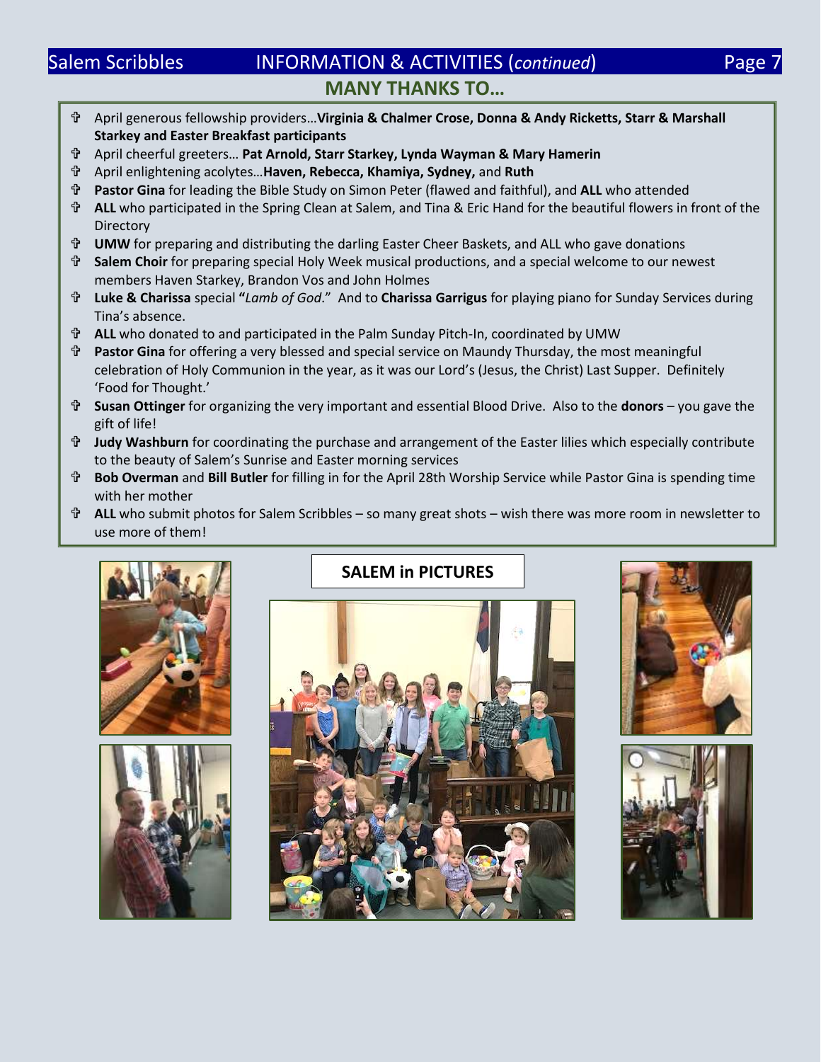## INFORMATION & ACTIVITIES (*continued*)

### MANY THANKS TO…

- April generous fellowship providers…**Virginia & Chalmer Crose, Donna & Andy Ricketts, Starr & Marshall Starkey and Easter Breakfast participants**
- April cheerful greeters… **Pat Arnold, Starr Starkey, Lynda Wayman & Mary Hamerin**
- April enlightening acolytes…**Haven, Rebecca, Khamiya, Sydney,** and **Ruth**
- **Pastor Gina** for leading the Bible Study on Simon Peter (flawed and faithful), and **ALL** who attended
- **ALL** who participated in the Spring Clean at Salem, and Tina & Eric Hand for the beautiful flowers in front of the Directory
- **UMW** for preparing and distributing the darling Easter Cheer Baskets, and ALL who gave donations
- **Salem Choir** for preparing special Holy Week musical productions, and a special welcome to our newest members Haven Starkey, Brandon Vos and John Holmes
- **Luke & Charissa** special **"***Lamb of God*." And to **Charissa Garrigus** for playing piano for Sunday Services during Tina's absence.
- **ALL** who donated to and participated in the Palm Sunday Pitch-In, coordinated by UMW
- **Pastor Gina** for offering a very blessed and special service on Maundy Thursday, the most meaningful celebration of Holy Communion in the year, as it was our Lord's (Jesus, the Christ) Last Supper. Definitely 'Food for Thought.'
- **Susan Ottinger** for organizing the very important and essential Blood Drive. Also to the **donors** – you gave the gift of life!
- **Judy Washburn** for coordinating the purchase and arrangement of the Easter lilies which especially contribute to the beauty of Salem's Sunrise and Easter morning services
- **Bob Overman** and **Bill Butler** for filling in for the April 28th Worship Service while Pastor Gina is spending time with her mother
- **ALL** who submit photos for Salem Scribbles – so many great shots – wish there was more room in newsletter to use more of them!

**SALEM in PICTURES**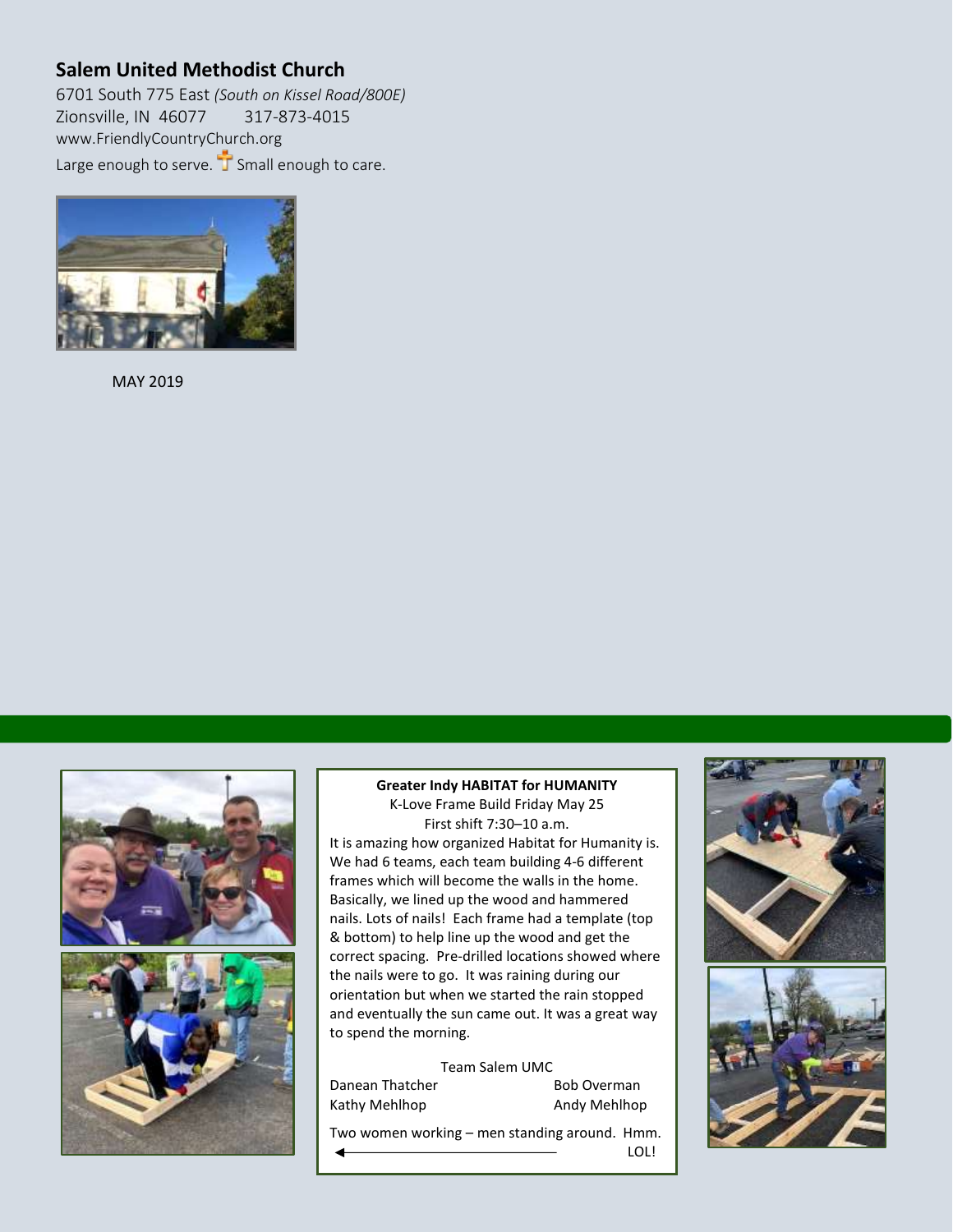**Salem United Methodist Church**

6701 South 775 East *(South on Kissel Road/800E)*
Zionsville, IN 46077     317-873-4015
www.FriendlyCountryChurch.org
Large enough to serve. Small enough to care.

MAY 2019

**Greater Indy HABITAT for HUMANITY**
K-Love Frame Build Friday May 25
First shift 7:30–10 a.m.

It is amazing how organized Habitat for Humanity is. We had 6 teams, each team building 4-6 different frames which will become the walls in the home. Basically, we lined up the wood and hammered nails. Lots of nails! Each frame had a template (top & bottom) to help line up the wood and get the correct spacing. Pre-drilled locations showed where the nails were to go. It was raining during our orientation but when we started the rain stopped and eventually the sun came out. It was a great way to spend the morning.

Team Salem UMC

| | |
|---|---|
| Danean Thatcher | Bob Overman |
| Kathy Mehlhop | Andy Mehlhop |

Two women working – men standing around. Hmm. LOL!